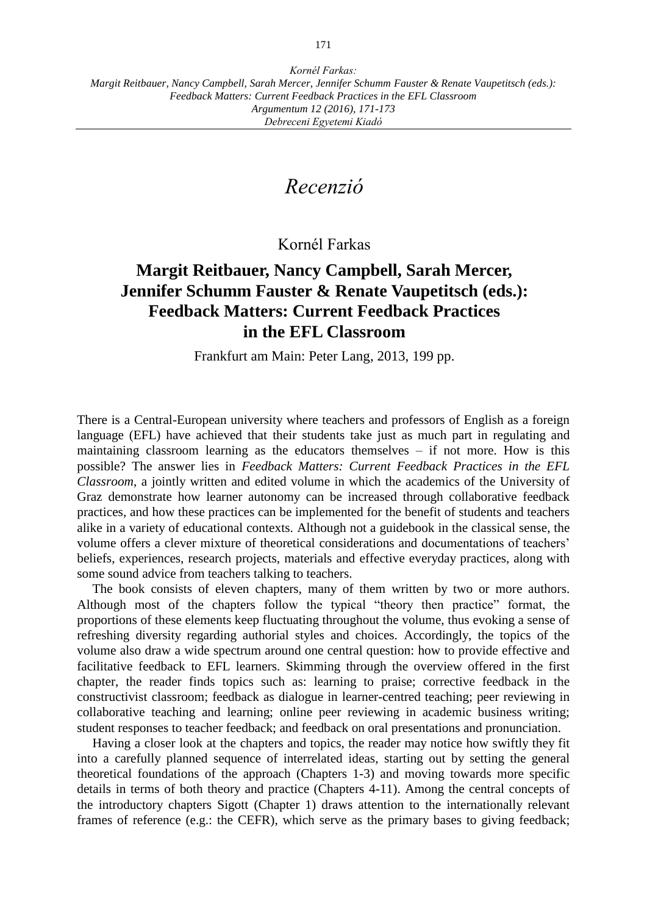# Recenzió

Kornél Farkas

## Margit Reitbauer, Nancy Campbell, Sarah Mercer, Jennifer Schumm Fauster & Renate Vaupetitsch (eds.): Feedback Matters: Current Feedback Practices in the EFL Classroom

Frankfurt am Main: Peter Lang, 2013, 199 pp.

There is a Central-European university where teachers and professors of English as a foreign language (EFL) have achieved that their students take just as much part in regulating and maintaining classroom learning as the educators themselves – if not more. How is this possible? The answer lies in *Feedback Matters: Current Feedback Practices in the EFL Classroom*, a jointly written and edited volume in which the academics of the University of Graz demonstrate how learner autonomy can be increased through collaborative feedback practices, and how these practices can be implemented for the benefit of students and teachers alike in a variety of educational contexts. Although not a guidebook in the classical sense, the volume offers a clever mixture of theoretical considerations and documentations of teachers' beliefs, experiences, research projects, materials and effective everyday practices, along with some sound advice from teachers talking to teachers.

The book consists of eleven chapters, many of them written by two or more authors. Although most of the chapters follow the typical "theory then practice" format, the proportions of these elements keep fluctuating throughout the volume, thus evoking a sense of refreshing diversity regarding authorial styles and choices. Accordingly, the topics of the volume also draw a wide spectrum around one central question: how to provide effective and facilitative feedback to EFL learners. Skimming through the overview offered in the first chapter, the reader finds topics such as: learning to praise; corrective feedback in the constructivist classroom; feedback as dialogue in learner-centred teaching; peer reviewing in collaborative teaching and learning; online peer reviewing in academic business writing; student responses to teacher feedback; and feedback on oral presentations and pronunciation.

Having a closer look at the chapters and topics, the reader may notice how swiftly they fit into a carefully planned sequence of interrelated ideas, starting out by setting the general theoretical foundations of the approach (Chapters 1-3) and moving towards more specific details in terms of both theory and practice (Chapters 4-11). Among the central concepts of the introductory chapters Sigott (Chapter 1) draws attention to the internationally relevant frames of reference (e.g.: the CEFR), which serve as the primary bases to giving feedback;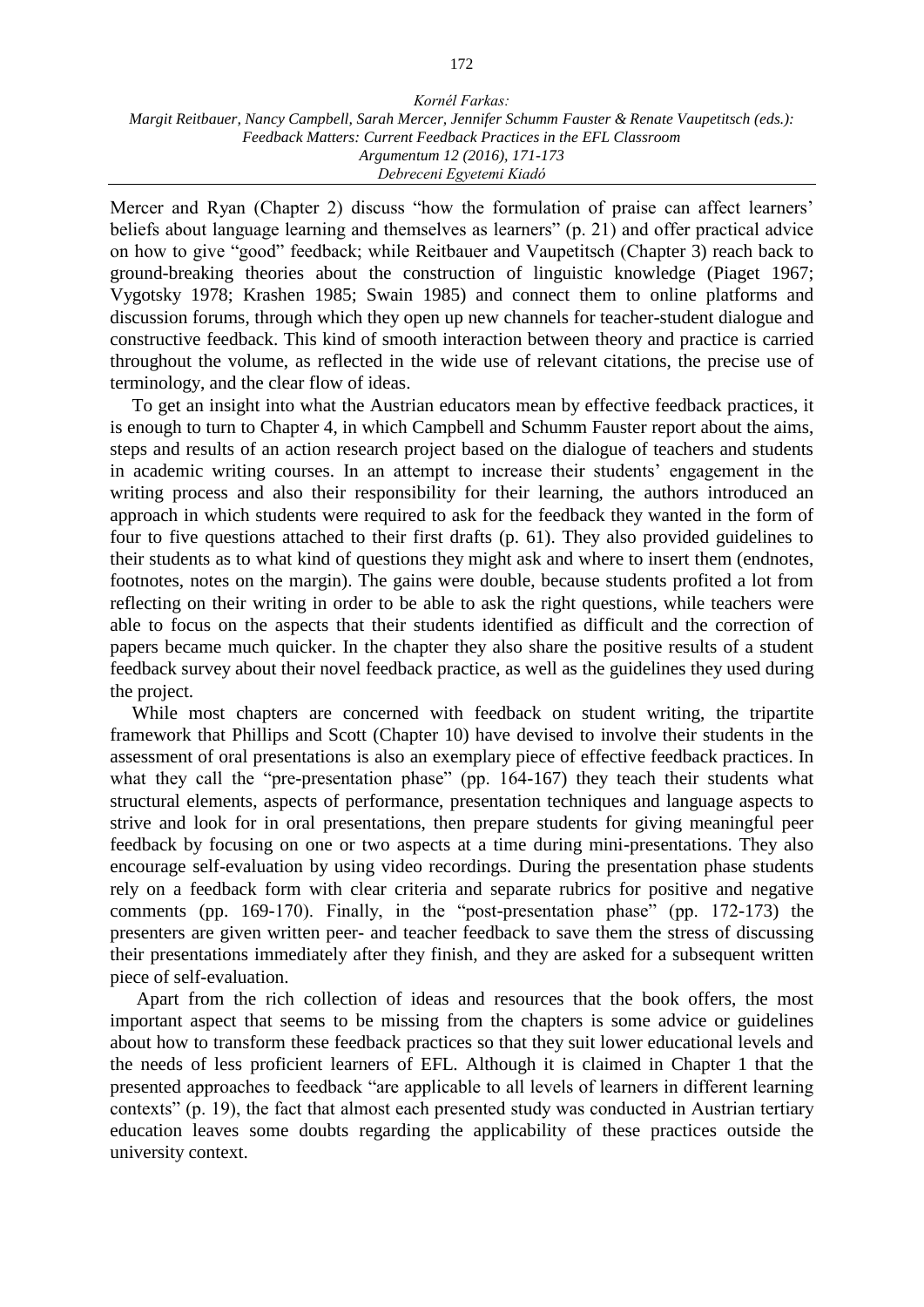Mercer and Ryan (Chapter 2) discuss "how the formulation of praise can affect learners' beliefs about language learning and themselves as learners" (p. 21) and offer practical advice on how to give "good" feedback; while Reitbauer and Vaupetitsch (Chapter 3) reach back to ground-breaking theories about the construction of linguistic knowledge (Piaget 1967; Vygotsky 1978; Krashen 1985; Swain 1985) and connect them to online platforms and discussion forums, through which they open up new channels for teacher-student dialogue and constructive feedback. This kind of smooth interaction between theory and practice is carried throughout the volume, as reflected in the wide use of relevant citations, the precise use of terminology, and the clear flow of ideas.

To get an insight into what the Austrian educators mean by effective feedback practices, it is enough to turn to Chapter 4, in which Campbell and Schumm Fauster report about the aims, steps and results of an action research project based on the dialogue of teachers and students in academic writing courses. In an attempt to increase their students' engagement in the writing process and also their responsibility for their learning, the authors introduced an approach in which students were required to ask for the feedback they wanted in the form of four to five questions attached to their first drafts (p. 61). They also provided guidelines to their students as to what kind of questions they might ask and where to insert them (endnotes, footnotes, notes on the margin). The gains were double, because students profited a lot from reflecting on their writing in order to be able to ask the right questions, while teachers were able to focus on the aspects that their students identified as difficult and the correction of papers became much quicker. In the chapter they also share the positive results of a student feedback survey about their novel feedback practice, as well as the guidelines they used during the project.

While most chapters are concerned with feedback on student writing, the tripartite framework that Phillips and Scott (Chapter 10) have devised to involve their students in the assessment of oral presentations is also an exemplary piece of effective feedback practices. In what they call the "pre-presentation phase" (pp. 164-167) they teach their students what structural elements, aspects of performance, presentation techniques and language aspects to strive and look for in oral presentations, then prepare students for giving meaningful peer feedback by focusing on one or two aspects at a time during mini-presentations. They also encourage self-evaluation by using video recordings. During the presentation phase students rely on a feedback form with clear criteria and separate rubrics for positive and negative comments (pp. 169-170). Finally, in the "post-presentation phase" (pp. 172-173) the presenters are given written peer- and teacher feedback to save them the stress of discussing their presentations immediately after they finish, and they are asked for a subsequent written piece of self-evaluation.

Apart from the rich collection of ideas and resources that the book offers, the most important aspect that seems to be missing from the chapters is some advice or guidelines about how to transform these feedback practices so that they suit lower educational levels and the needs of less proficient learners of EFL. Although it is claimed in Chapter 1 that the presented approaches to feedback "are applicable to all levels of learners in different learning contexts" (p. 19), the fact that almost each presented study was conducted in Austrian tertiary education leaves some doubts regarding the applicability of these practices outside the university context.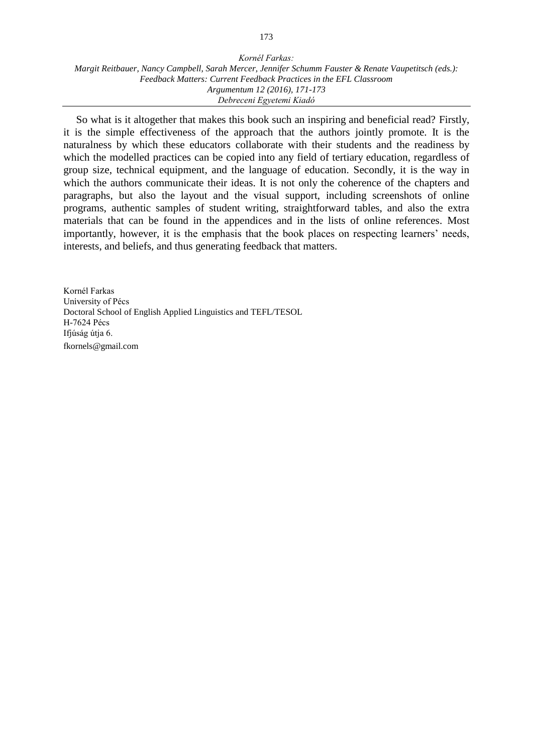So what is it altogether that makes this book such an inspiring and beneficial read? Firstly, it is the simple effectiveness of the approach that the authors jointly promote. It is the naturalness by which these educators collaborate with their students and the readiness by which the modelled practices can be copied into any field of tertiary education, regardless of group size, technical equipment, and the language of education. Secondly, it is the way in which the authors communicate their ideas. It is not only the coherence of the chapters and paragraphs, but also the layout and the visual support, including screenshots of online programs, authentic samples of student writing, straightforward tables, and also the extra materials that can be found in the appendices and in the lists of online references. Most importantly, however, it is the emphasis that the book places on respecting learners' needs, interests, and beliefs, and thus generating feedback that matters.

Kornél Farkas
University of Pécs
Doctoral School of English Applied Linguistics and TEFL/TESOL
H-7624 Pécs
Ifjúság útja 6.
fkornels@gmail.com